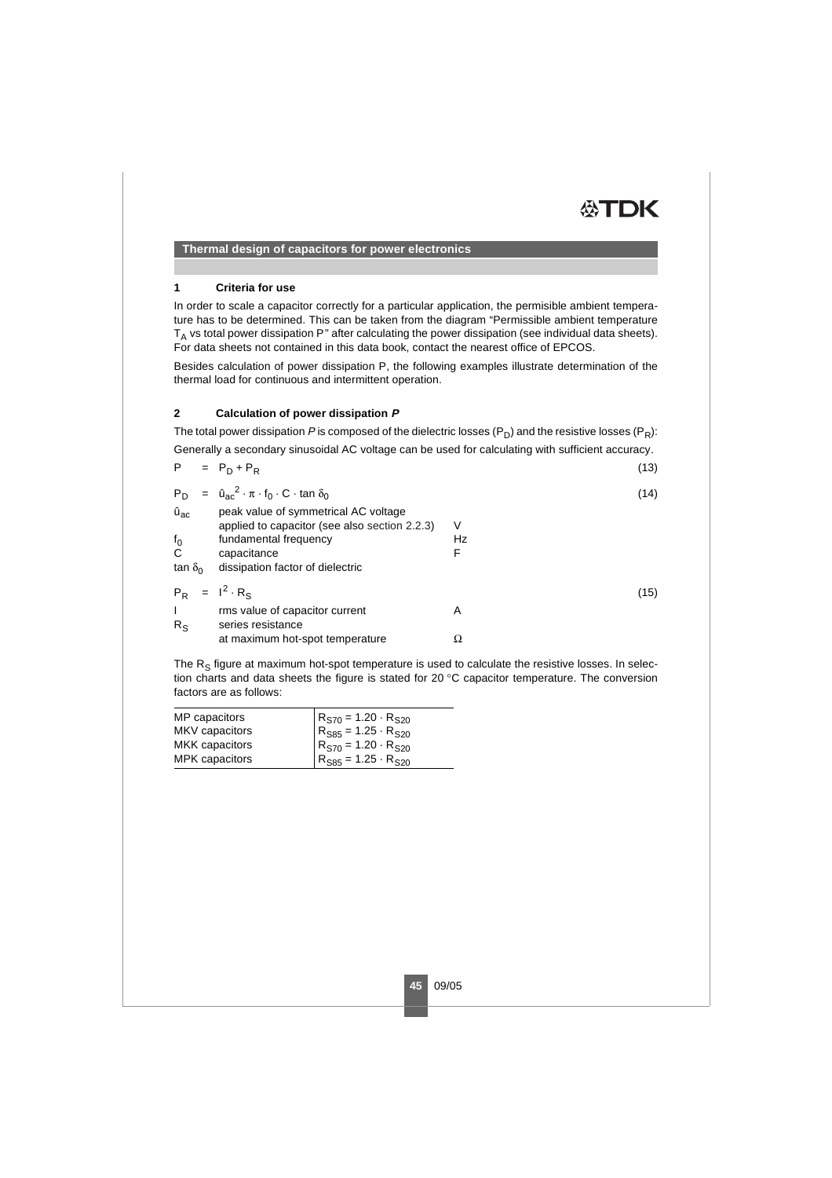## Thermal design of capacitors for power electronics

### 1 Criteria for use

In order to scale a capacitor correctly for a particular application, the permisible ambient temperature has to be determined. This can be taken from the diagram "Permissible ambient temperature $T_A$ vs total power dissipation P" after calculating the power dissipation (see individual data sheets). For data sheets not contained in this data book, contact the nearest office of EPCOS.

Besides calculation of power dissipation P, the following examples illustrate determination of the thermal load for continuous and intermittent operation.

### 2 Calculation of power dissipation *P*

The total power dissipation *P* is composed of the dielectric losses ($P_D$) and the resistive losses ($P_R$):

Generally a secondary sinusoidal AC voltage can be used for calculating with sufficient accuracy.

$$P = P_D + P_R \quad (13)$$

$$P_D = \hat{u}_{ac}^2 \cdot \pi \cdot f_0 \cdot C \cdot \tan \delta_0 \quad (14)$$

| | | |
|---|---|---|
| $\hat{u}_{ac}$ | peak value of symmetrical AC voltage applied to capacitor (see also section 2.2.3) | V |
| $f_0$ | fundamental frequency | Hz |
| C | capacitance | F |
| $\tan \delta_0$ | dissipation factor of dielectric | |

$$P_R = I^2 \cdot R_S \quad (15)$$

| | | |
|---|---|---|
| I | rms value of capacitor current | A |
| $R_S$ | series resistance at maximum hot-spot temperature | Ω |

The $R_S$ figure at maximum hot-spot temperature is used to calculate the resistive losses. In selection charts and data sheets the figure is stated for 20 °C capacitor temperature. The conversion factors are as follows:

| | |
|---|---|
| MP capacitors | $R_{S70} = 1.20 \cdot R_{S20}$ |
| MKV capacitors | $R_{S85} = 1.25 \cdot R_{S20}$ |
| MKK capacitors | $R_{S70} = 1.20 \cdot R_{S20}$ |
| MPK capacitors | $R_{S85} = 1.25 \cdot R_{S20}$ |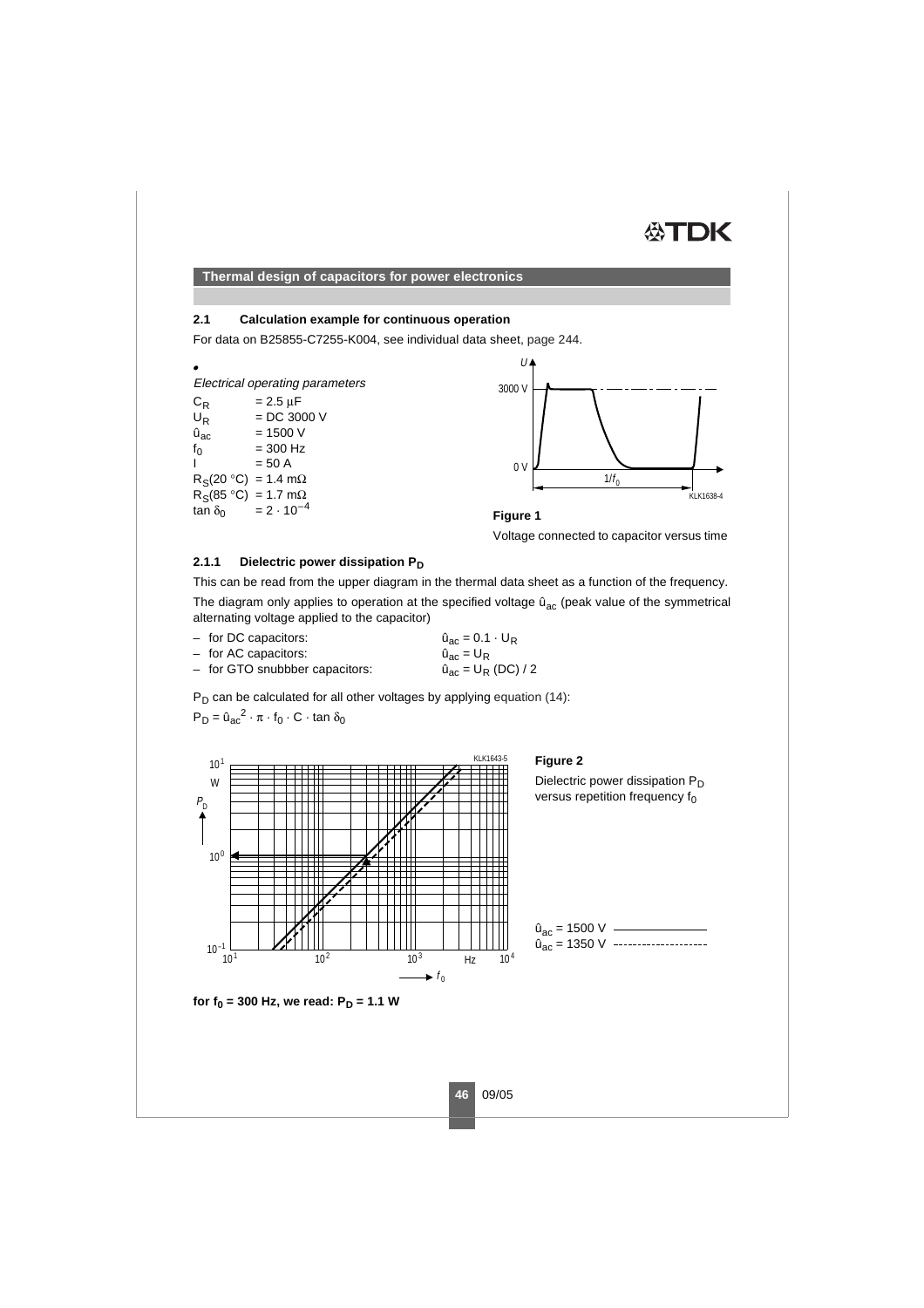**Thermal design of capacitors for power electronics**

### 2.1 Calculation example for continuous operation

For data on B25855-C7255-K004, see individual data sheet, page 244.

- *Electrical operating parameters*

$C_R$ = 2.5 µF
$U_R$ = DC 3000 V
$\hat{u}_{ac}$ = 1500 V
$f_0$ = 300 Hz
I = 50 A
$R_S$(20 °C) = 1.4 mΩ
$R_S$(85 °C) = 1.7 mΩ
$\tan \delta_0$ = $2 \cdot 10^{-4}$

**Figure 1**

Voltage connected to capacitor versus time

#### 2.1.1 Dielectric power dissipation $P_D$

This can be read from the upper diagram in the thermal data sheet as a function of the frequency.

The diagram only applies to operation at the specified voltage $\hat{u}_{ac}$ (peak value of the symmetrical alternating voltage applied to the capacitor)

- for DC capacitors: $\hat{u}_{ac} = 0.1 \cdot U_R$
- for AC capacitors: $\hat{u}_{ac} = U_R$
- for GTO snubbber capacitors: $\hat{u}_{ac} = U_R$ (DC) / 2

$P_D$ can be calculated for all other voltages by applying equation (14):

$P_D = \hat{u}_{ac}^2 \cdot \pi \cdot f_0 \cdot C \cdot \tan \delta_0$

**Figure 2**

Dielectric power dissipation $P_D$ versus repetition frequency $f_0$

$\hat{u}_{ac}$ = 1500 V ———
$\hat{u}_{ac}$ = 1350 V - - - - -

**for $f_0$ = 300 Hz, we read: $P_D$ = 1.1 W**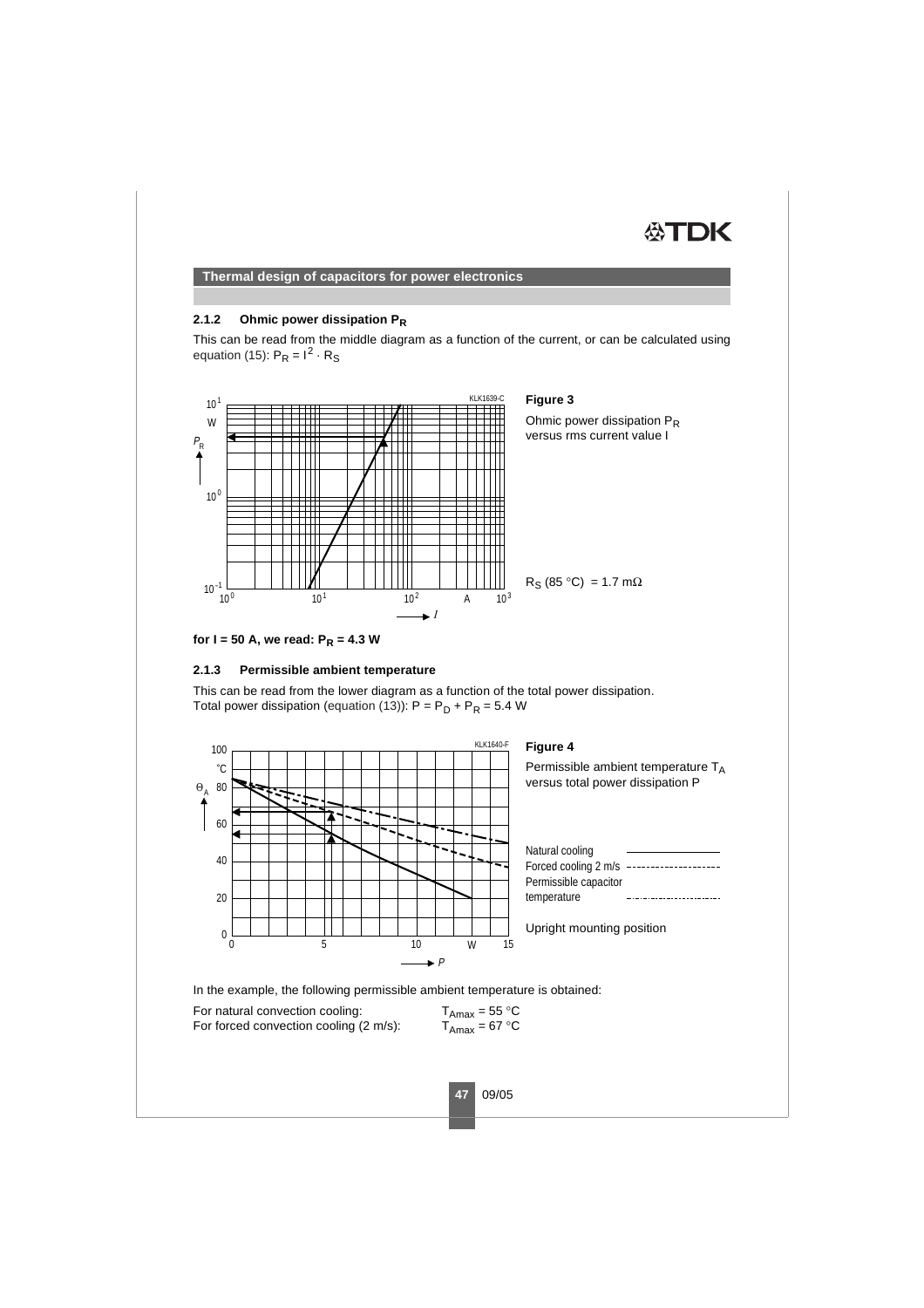### 2.1.2 Ohmic power dissipation $P_R$

This can be read from the middle diagram as a function of the current, or can be calculated using equation (15): $P_R = I^2 \cdot R_S$

**Figure 3**

Ohmic power dissipation $P_R$ versus rms current value I

$R_S$ (85 °C) = 1.7 mΩ

**for I = 50 A, we read: $P_R$ = 4.3 W**

### 2.1.3 Permissible ambient temperature

This can be read from the lower diagram as a function of the total power dissipation.
Total power dissipation (equation (13)): $P = P_D + P_R = 5.4$ W

**Figure 4**

Permissible ambient temperature $T_A$ versus total power dissipation P

Natural cooling

Forced cooling 2 m/s

Permissible capacitor temperature

Upright mounting position

In the example, the following permissible ambient temperature is obtained:

For natural convection cooling: $T_{Amax}$ = 55 °C
For forced convection cooling (2 m/s): $T_{Amax}$ = 67 °C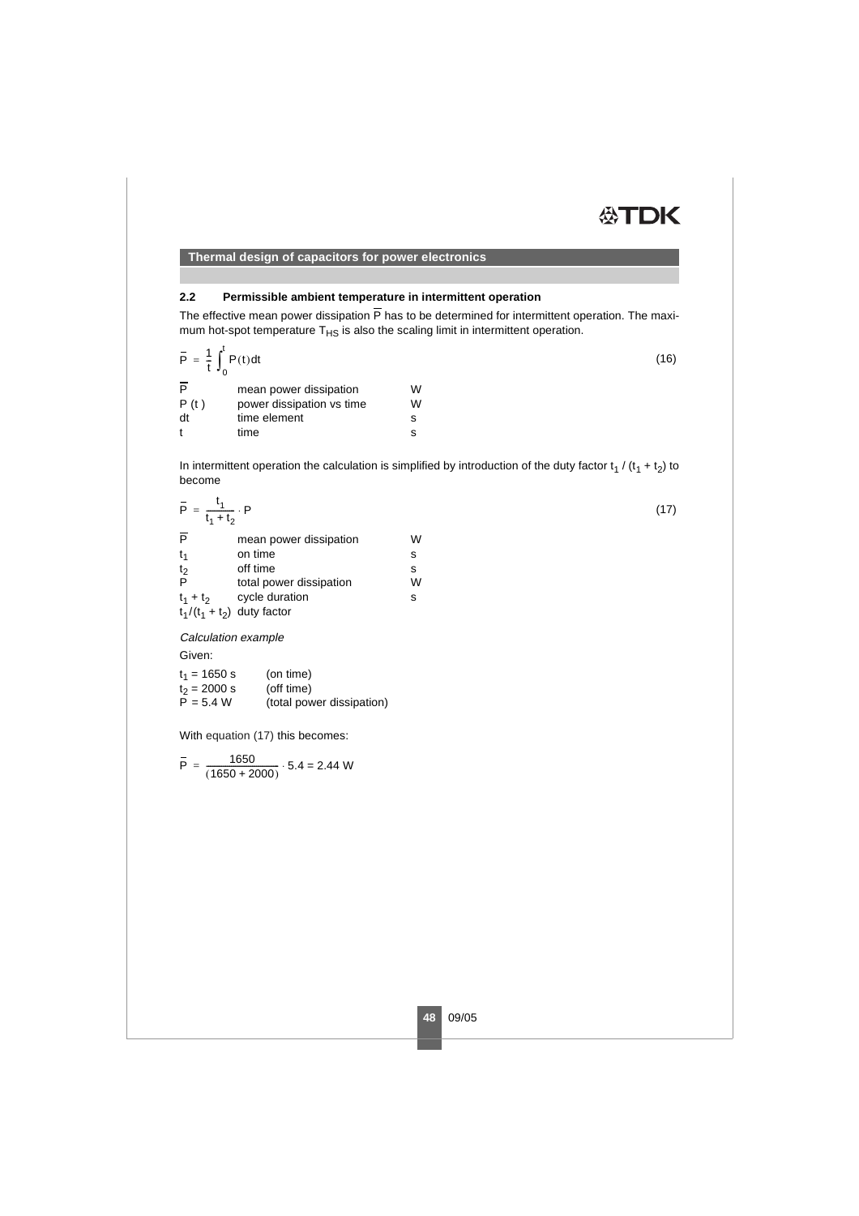## 2.2 Permissible ambient temperature in intermittent operation

The effective mean power dissipation $\overline{P}$ has to be determined for intermittent operation. The maximum hot-spot temperature $T_{HS}$ is also the scaling limit in intermittent operation.

$$\overline{P} = \frac{1}{t} \int_0^t P(t)dt \tag{16}$$

| | | |
|---|---|---|
| $\overline{P}$ | mean power dissipation | W |
| $P(t)$ | power dissipation vs time | W |
| $dt$ | time element | s |
| $t$ | time | s |

In intermittent operation the calculation is simplified by introduction of the duty factor $t_1 / (t_1 + t_2)$ to become

$$\overline{P} = \frac{t_1}{t_1 + t_2} \cdot P \tag{17}$$

| | | |
|---|---|---|
| $\overline{P}$ | mean power dissipation | W |
| $t_1$ | on time | s |
| $t_2$ | off time | s |
| $P$ | total power dissipation | W |
| $t_1 + t_2$ | cycle duration | s |
| $t_1/(t_1 + t_2)$ | duty factor | |

*Calculation example*

Given:

| | |
|---|---|
| $t_1 = 1650$ s | (on time) |
| $t_2 = 2000$ s | (off time) |
| $P = 5.4$ W | (total power dissipation) |

With equation (17) this becomes:

$$\overline{P} = \frac{1650}{(1650 + 2000)} \cdot 5.4 = 2.44 \text{ W}$$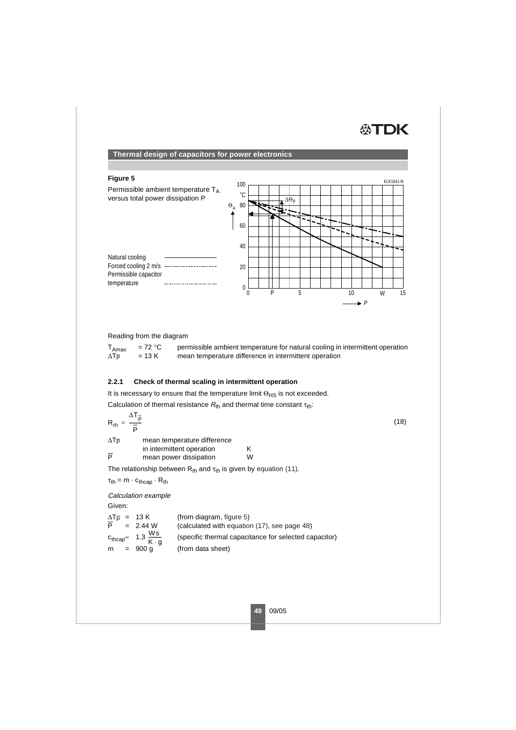## Thermal design of capacitors for power electronics

**Figure 5**

Permissible ambient temperature $T_A$ versus total power dissipation P

Natural cooling ————
Forced cooling 2 m/s - - - - - - -
Permissible capacitor temperature -·-·-·-·-

Reading from the diagram

$T_{Amax}$ = 72 °C permissible ambient temperature for natural cooling in intermittent operation
$\Delta T_{\overline{P}}$ = 13 K mean temperature difference in intermittent operation

### 2.2.1 Check of thermal scaling in intermittent operation

It is necessary to ensure that the temperature limit $\Theta_{HS}$ is not exceeded.

Calculation of thermal resistance $R_{th}$ and thermal time constant $\tau_{th}$:

$$R_{th} = \frac{\Delta T_{\overline{P}}}{\overline{P}} \tag{18}$$

| | | |
|---|---|---|
| $\Delta T_{\overline{P}}$ | mean temperature difference in intermittent operation | K |
| $\overline{P}$ | mean power dissipation | W |

The relationship between $R_{th}$ and $\tau_{th}$ is given by equation (11).

$\tau_{th} = m \cdot c_{thcap} \cdot R_{th}$

*Calculation example*

Given:

| | |
|---|---|
| $\Delta T_{\overline{P}}$ = 13 K | (from diagram, figure 5) |
| $\overline{P}$ = 2.44 W | (calculated with equation (17), see page 48) |
| $c_{thcap} \approx 1.3 \frac{Ws}{K \cdot g}$ | (specific thermal capacitance for selected capacitor) |
| m = 900 g | (from data sheet) |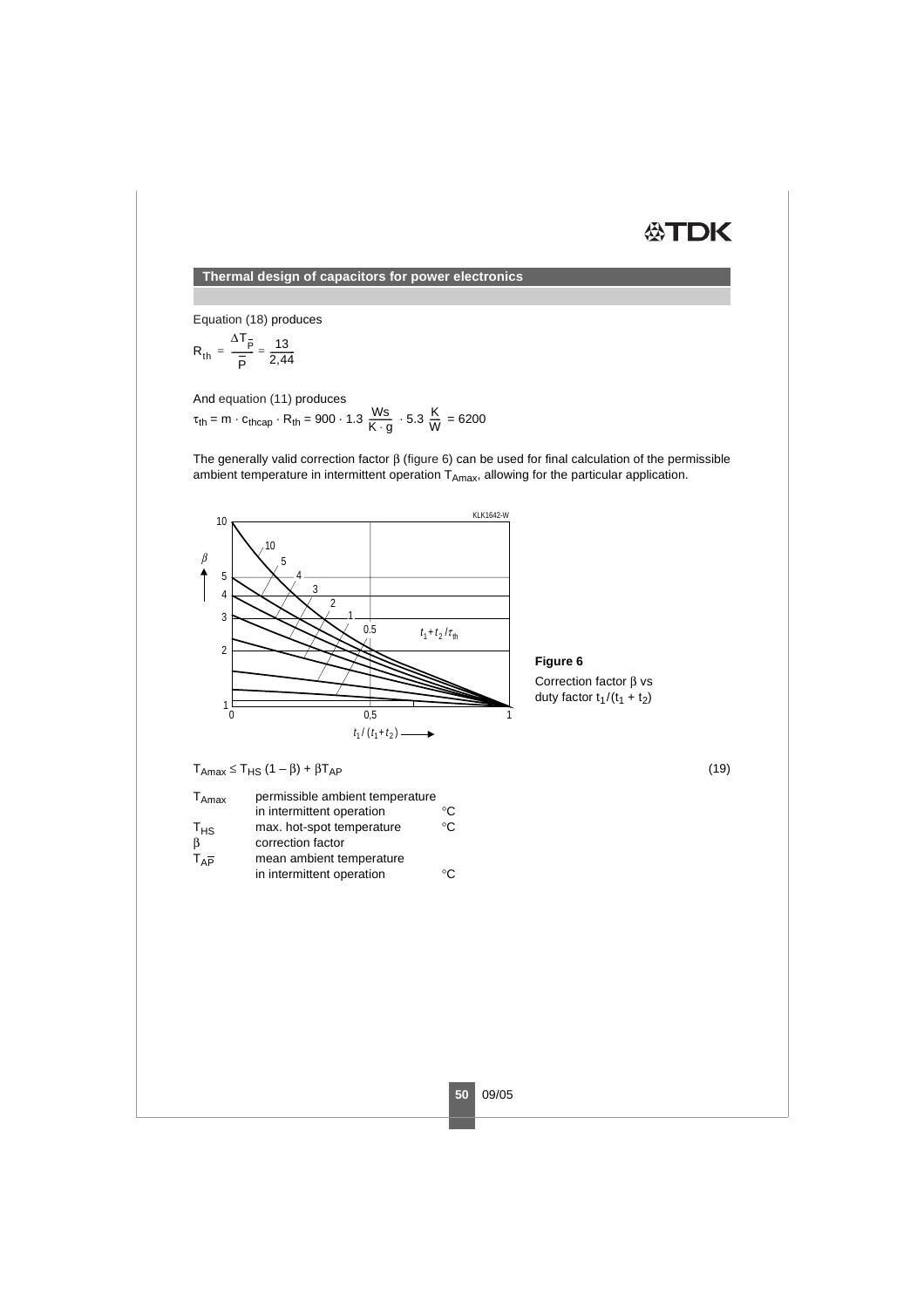Equation (18) produces

$$R_{th} = \frac{\Delta T_{\bar{P}}}{\bar{P}} = \frac{13}{2{,}44}$$

And equation (11) produces

$$\tau_{th} = m \cdot c_{thcap} \cdot R_{th} = 900 \cdot 1.3 \frac{Ws}{K \cdot g} \cdot 5.3 \frac{K}{W} = 6200$$

The generally valid correction factor β (figure 6) can be used for final calculation of the permissible ambient temperature in intermittent operation $T_{Amax}$, allowing for the particular application.

**Figure 6**

Correction factor β vs duty factor $t_1/(t_1 + t_2)$

$$T_{Amax} \leq T_{HS}(1 - \beta) + \beta T_{A\bar{P}} \tag{19}$$

| | | |
|---|---|---|
| $T_{Amax}$ | permissible ambient temperature in intermittent operation | °C |
| $T_{HS}$ | max. hot-spot temperature | °C |
| $\beta$ | correction factor | |
| $T_{A\bar{P}}$ | mean ambient temperature in intermittent operation | °C |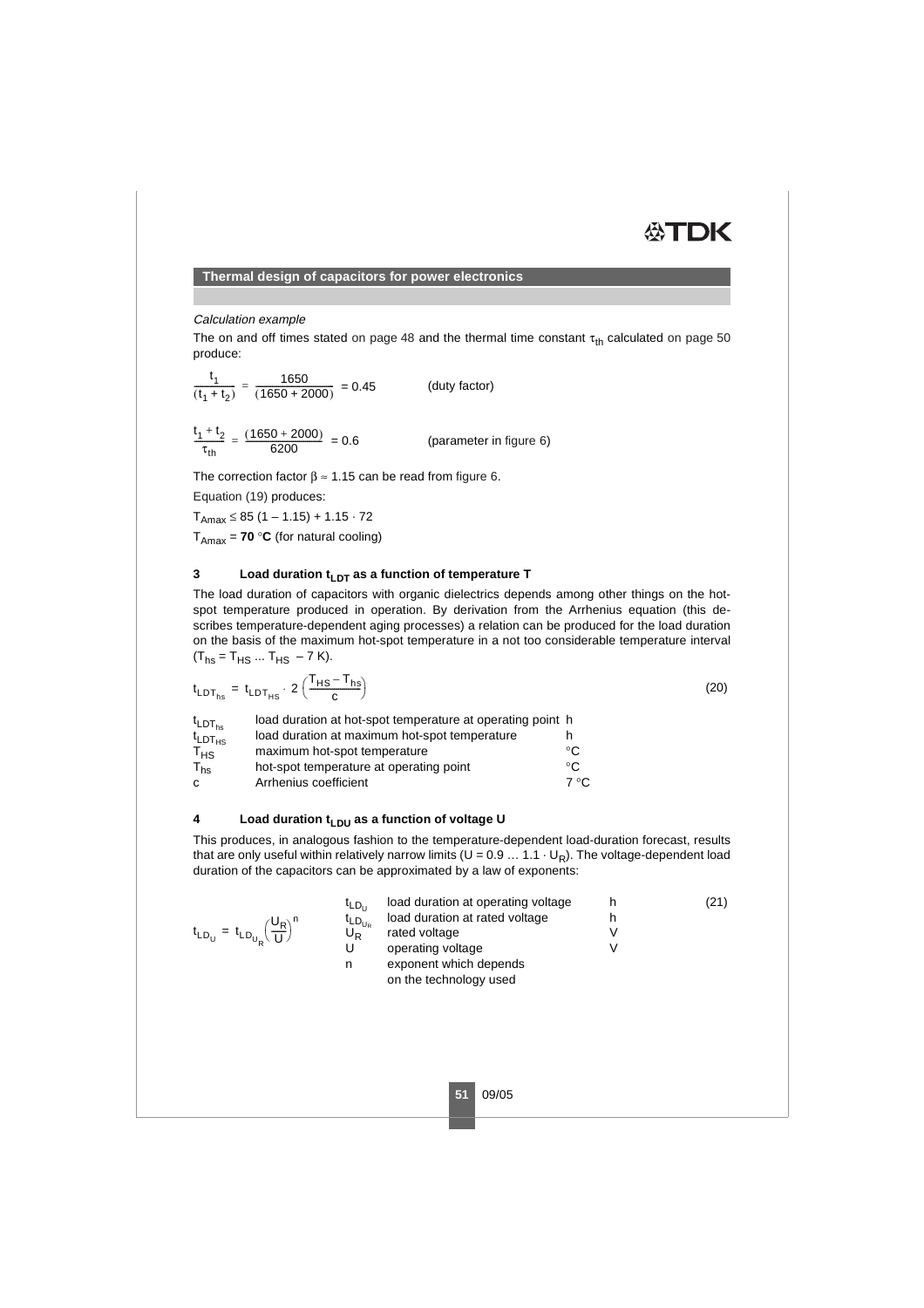## Thermal design of capacitors for power electronics

*Calculation example*

The on and off times stated on page 48 and the thermal time constant $\tau_{th}$ calculated on page 50 produce:

$$\frac{t_1}{(t_1 + t_2)} = \frac{1650}{(1650 + 2000)} = 0.45 \qquad \text{(duty factor)}$$

$$\frac{t_1 + t_2}{\tau_{th}} = \frac{(1650 + 2000)}{6200} = 0.6 \qquad \text{(parameter in figure 6)}$$

The correction factor $\beta \approx 1.15$ can be read from figure 6.

Equation (19) produces:

$T_{Amax} \leq 85\,(1 - 1.15) + 1.15 \cdot 72$

$T_{Amax}$ = **70 °C** (for natural cooling)

### 3 Load duration $t_{LDT}$ as a function of temperature T

The load duration of capacitors with organic dielectrics depends among other things on the hot-spot temperature produced in operation. By derivation from the Arrhenius equation (this describes temperature-dependent aging processes) a relation can be produced for the load duration on the basis of the maximum hot-spot temperature in a not too considerable temperature interval ($T_{hs} = T_{HS} \ldots T_{HS} - 7$ K).

$$t_{LDT_{hs}} = t_{LDT_{HS}} \cdot 2^{\left(\frac{T_{HS} - T_{hs}}{c}\right)} \qquad (20)$$

| | | |
|---|---|---|
| $t_{LDT_{hs}}$ | load duration at hot-spot temperature at operating point | h |
| $t_{LDT_{HS}}$ | load duration at maximum hot-spot temperature | h |
| $T_{HS}$ | maximum hot-spot temperature | °C |
| $T_{hs}$ | hot-spot temperature at operating point | °C |
| c | Arrhenius coefficient | 7 °C |

### 4 Load duration $t_{LDU}$ as a function of voltage U

This produces, in analogous fashion to the temperature-dependent load-duration forecast, results that are only useful within relatively narrow limits ($U = 0.9 \ldots 1.1 \cdot U_R$). The voltage-dependent load duration of the capacitors can be approximated by a law of exponents:

$$t_{LD_U} = t_{LD_{U_R}} \left(\frac{U_R}{U}\right)^n \qquad (21)$$

| | | |
|---|---|---|
| $t_{LD_U}$ | load duration at operating voltage | h |
| $t_{LD_{U_R}}$ | load duration at rated voltage | h |
| $U_R$ | rated voltage | V |
| U | operating voltage | V |
| n | exponent which depends on the technology used | |